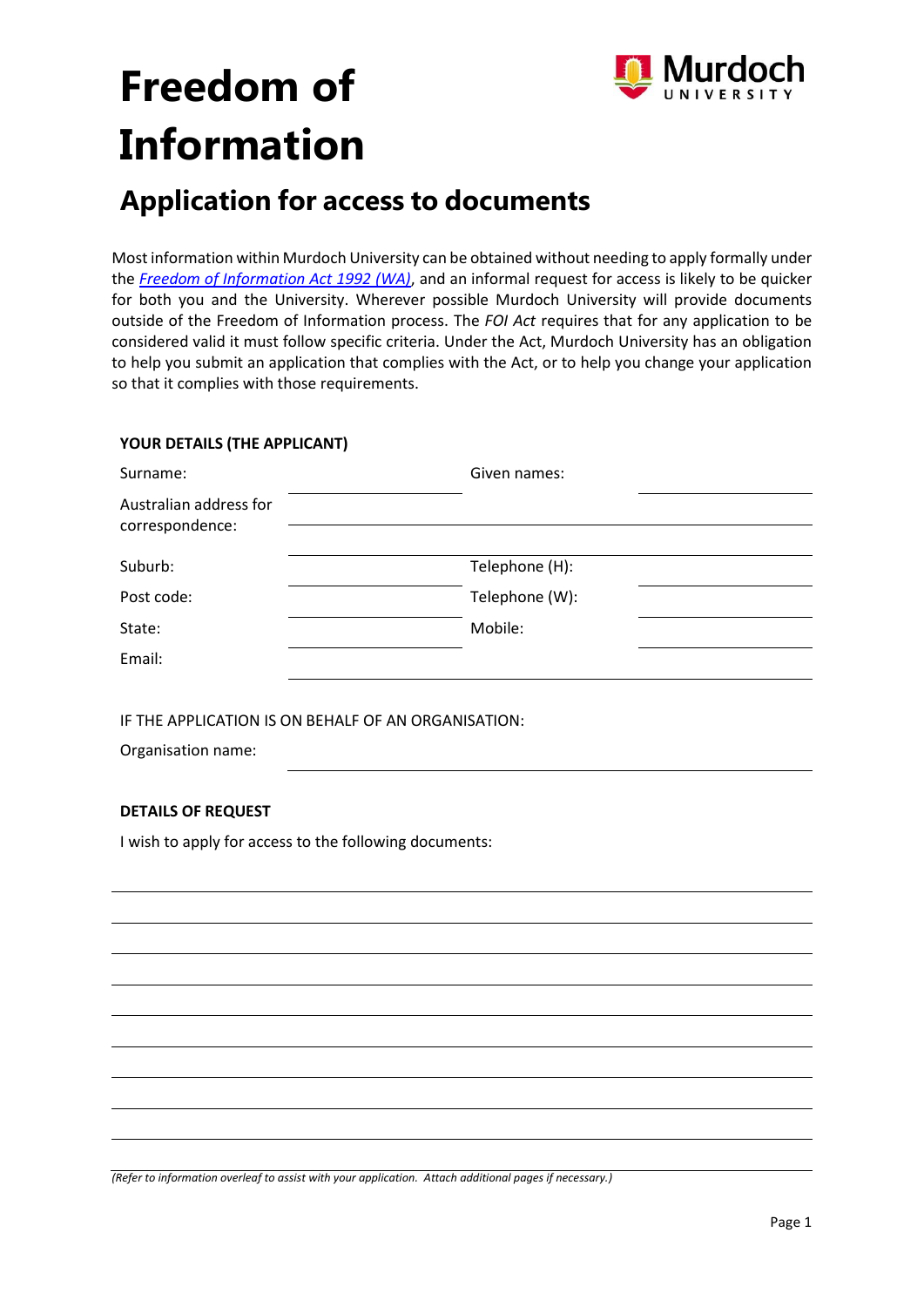# Freedom of Information

## Application for access to documents

Most information within Murdoch University can be obtained without needing to apply formally under the *Freedom of Information Act 1992 (WA)*, and an informal request for access is likely to be quicker for both you and the University. Wherever possible Murdoch University will provide documents outside of the Freedom of Information process. The *FOI Act* requires that for any application to be considered valid it must follow specific criteria. Under the Act, Murdoch University has an obligation to help you submit an application that complies with the Act, or to help you change your application so that it complies with those requirements.

**YOUR DETAILS (THE APPLICANT)**

| | | | |
|---|---|---|---|
| Surname: | | Given names: | |
| Australian address for correspondence: | | | |
| | | | |
| Suburb: | | Telephone (H): | |
| Post code: | | Telephone (W): | |
| State: | | Mobile: | |
| Email: | | | |

IF THE APPLICATION IS ON BEHALF OF AN ORGANISATION:

Organisation name: \_\_\_\_\_\_\_\_\_\_\_\_\_\_\_\_\_\_\_\_

**DETAILS OF REQUEST**

I wish to apply for access to the following documents:

\_\_\_\_\_\_\_\_\_\_\_\_\_\_\_\_\_\_\_\_\_\_\_\_\_\_\_\_\_\_\_\_\_\_\_\_\_\_\_\_

\_\_\_\_\_\_\_\_\_\_\_\_\_\_\_\_\_\_\_\_\_\_\_\_\_\_\_\_\_\_\_\_\_\_\_\_\_\_\_\_

\_\_\_\_\_\_\_\_\_\_\_\_\_\_\_\_\_\_\_\_\_\_\_\_\_\_\_\_\_\_\_\_\_\_\_\_\_\_\_\_

\_\_\_\_\_\_\_\_\_\_\_\_\_\_\_\_\_\_\_\_\_\_\_\_\_\_\_\_\_\_\_\_\_\_\_\_\_\_\_\_

\_\_\_\_\_\_\_\_\_\_\_\_\_\_\_\_\_\_\_\_\_\_\_\_\_\_\_\_\_\_\_\_\_\_\_\_\_\_\_\_

\_\_\_\_\_\_\_\_\_\_\_\_\_\_\_\_\_\_\_\_\_\_\_\_\_\_\_\_\_\_\_\_\_\_\_\_\_\_\_\_

\_\_\_\_\_\_\_\_\_\_\_\_\_\_\_\_\_\_\_\_\_\_\_\_\_\_\_\_\_\_\_\_\_\_\_\_\_\_\_\_

\_\_\_\_\_\_\_\_\_\_\_\_\_\_\_\_\_\_\_\_\_\_\_\_\_\_\_\_\_\_\_\_\_\_\_\_\_\_\_\_

\_\_\_\_\_\_\_\_\_\_\_\_\_\_\_\_\_\_\_\_\_\_\_\_\_\_\_\_\_\_\_\_\_\_\_\_\_\_\_\_

*(Refer to information overleaf to assist with your application. Attach additional pages if necessary.)*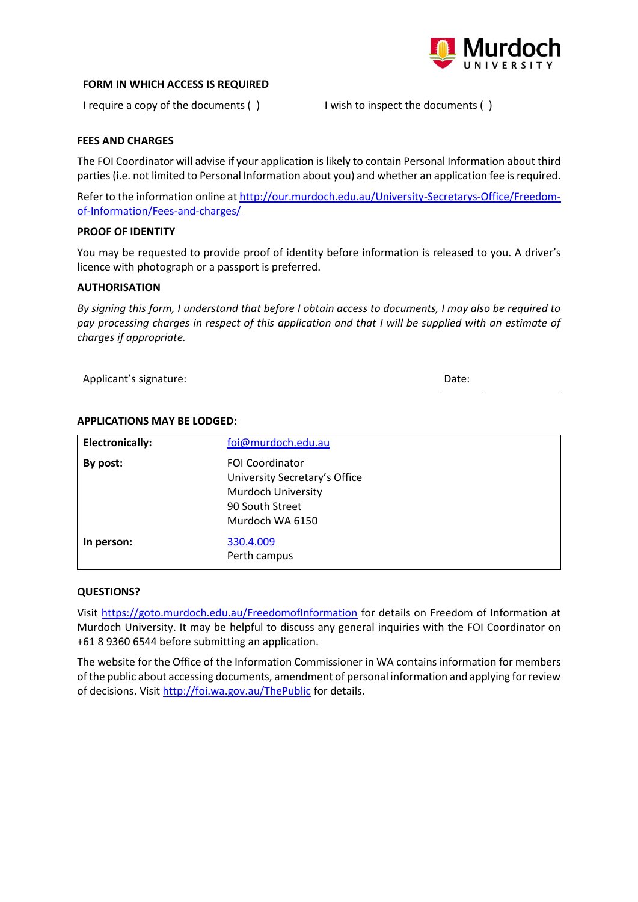**FORM IN WHICH ACCESS IS REQUIRED**

I require a copy of the documents ( )

I wish to inspect the documents ( )

**FEES AND CHARGES**

The FOI Coordinator will advise if your application is likely to contain Personal Information about third parties (i.e. not limited to Personal Information about you) and whether an application fee is required.

Refer to the information online at http://our.murdoch.edu.au/University-Secretarys-Office/Freedom-of-Information/Fees-and-charges/

**PROOF OF IDENTITY**

You may be requested to provide proof of identity before information is released to you. A driver's licence with photograph or a passport is preferred.

**AUTHORISATION**

*By signing this form, I understand that before I obtain access to documents, I may also be required to pay processing charges in respect of this application and that I will be supplied with an estimate of charges if appropriate.*

Applicant's signature: ______________________________ Date: __________

**APPLICATIONS MAY BE LODGED:**

| | |
|---|---|
| **Electronically:** | foi@murdoch.edu.au |
| **By post:** | FOI Coordinator<br>University Secretary's Office<br>Murdoch University<br>90 South Street<br>Murdoch WA 6150 |
| **In person:** | 330.4.009<br>Perth campus |

**QUESTIONS?**

Visit https://goto.murdoch.edu.au/FreedomofInformation for details on Freedom of Information at Murdoch University. It may be helpful to discuss any general inquiries with the FOI Coordinator on +61 8 9360 6544 before submitting an application.

The website for the Office of the Information Commissioner in WA contains information for members of the public about accessing documents, amendment of personal information and applying for review of decisions. Visit http://foi.wa.gov.au/ThePublic for details.